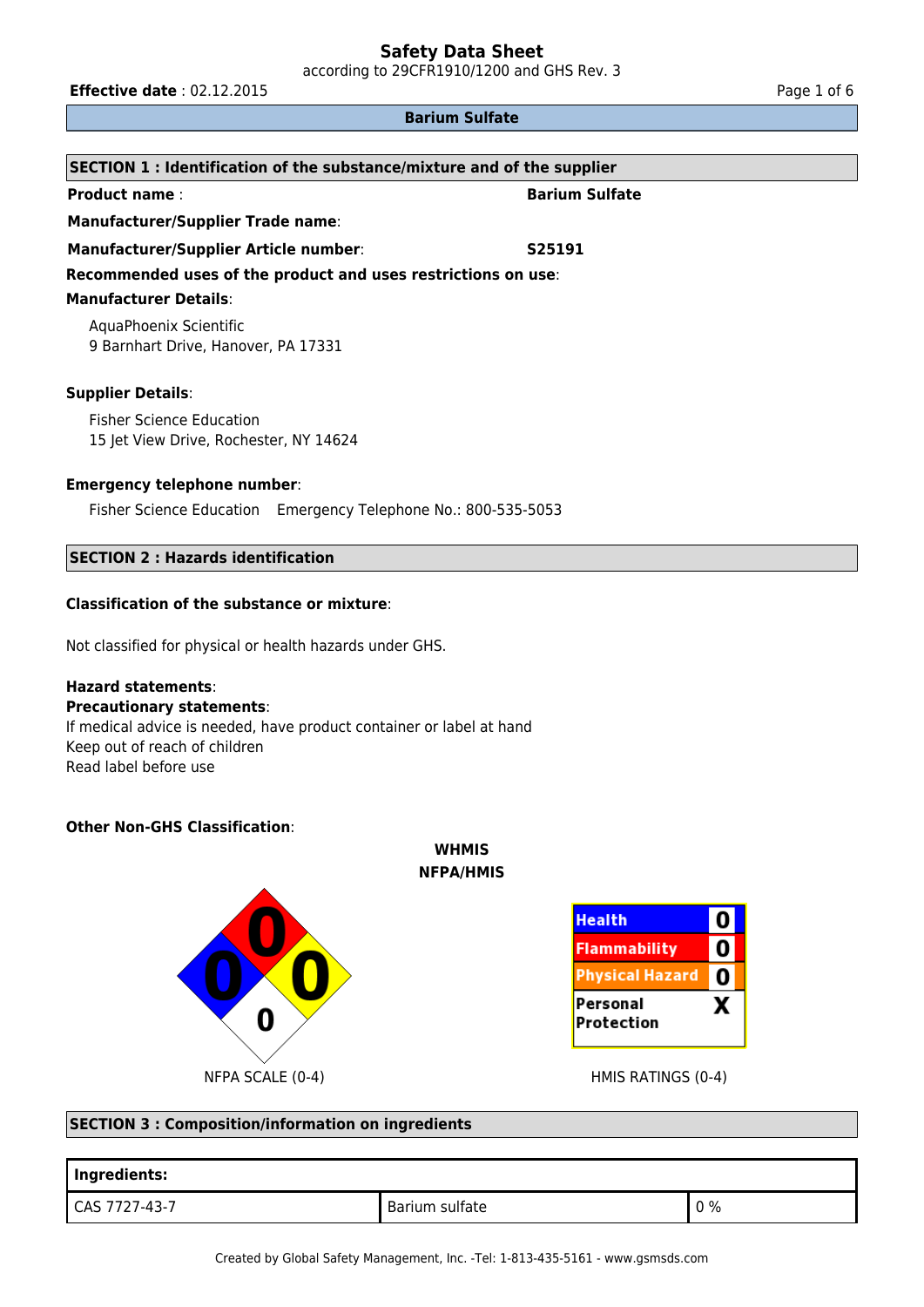# Safety Data Sheet

according to 29CFR1910/1200 and GHS Rev. 3

**Effective date** : 02.12.2015

**Barium Sulfate**

## SECTION 1 : Identification of the substance/mixture and of the supplier

**Product name** : **Barium Sulfate**

**Manufacturer/Supplier Trade name**:

**Manufacturer/Supplier Article number**: **S25191**

**Recommended uses of the product and uses restrictions on use**:

**Manufacturer Details**:

AquaPhoenix Scientific
9 Barnhart Drive, Hanover, PA 17331

**Supplier Details**:

Fisher Science Education
15 Jet View Drive, Rochester, NY 14624

**Emergency telephone number**:

Fisher Science Education Emergency Telephone No.: 800-535-5053

## SECTION 2 : Hazards identification

**Classification of the substance or mixture**:

Not classified for physical or health hazards under GHS.

**Hazard statements**:
**Precautionary statements**:
If medical advice is needed, have product container or label at hand
Keep out of reach of children
Read label before use

**Other Non-GHS Classification**:

**WHMIS**
**NFPA/HMIS**

NFPA: Health 0, Flammability 0, Reactivity 0, Special 0

NFPA SCALE (0-4)

| Health | 0 |
|---|---|
| Flammability | 0 |
| Physical Hazard | 0 |
| Personal Protection | X |

HMIS RATINGS (0-4)

## SECTION 3 : Composition/information on ingredients

| Ingredients: | | |
|---|---|---|
| CAS 7727-43-7 | Barium sulfate | 0 % |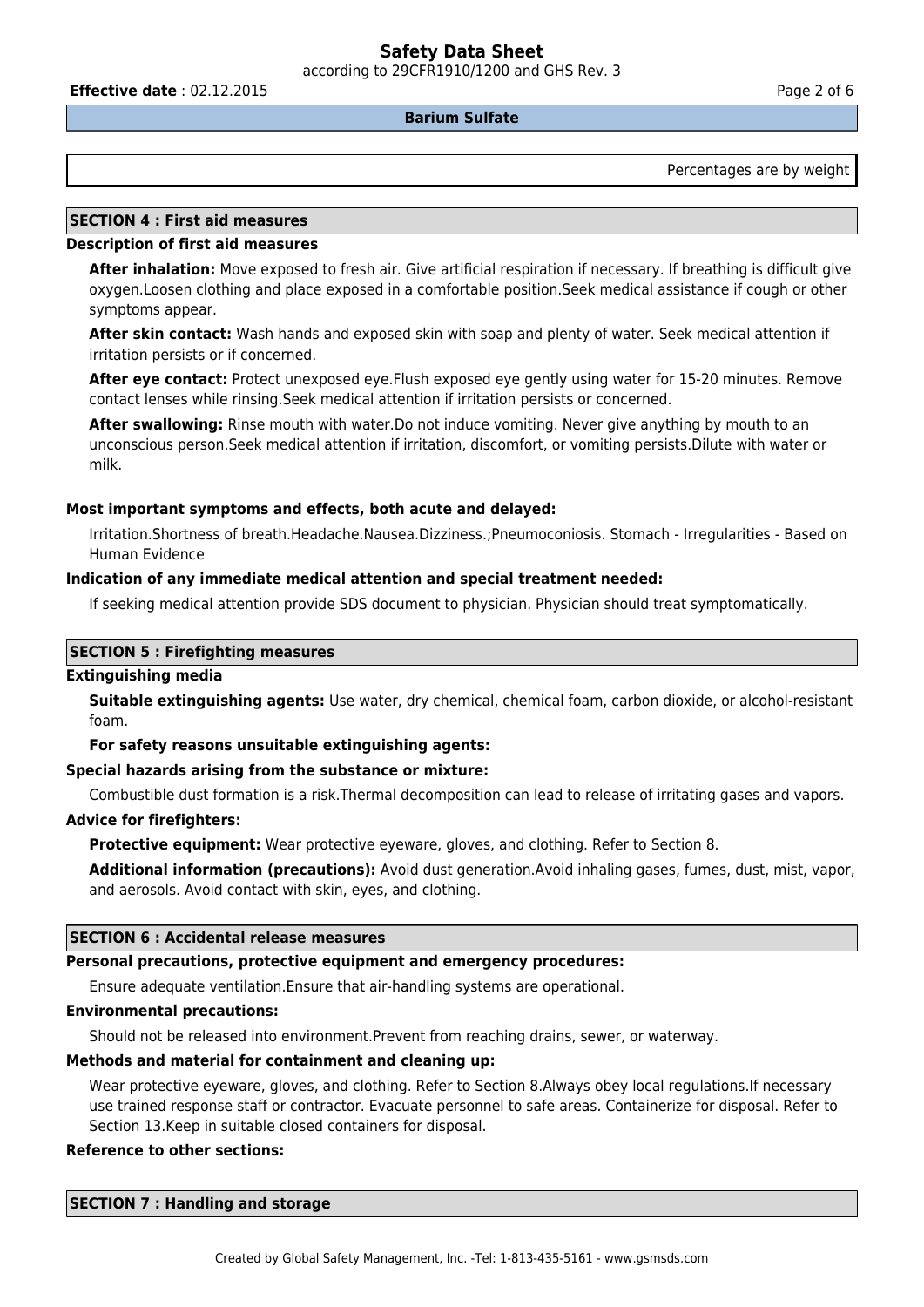Percentages are by weight

## SECTION 4 : First aid measures

### Description of first aid measures

**After inhalation:** Move exposed to fresh air. Give artificial respiration if necessary. If breathing is difficult give oxygen.Loosen clothing and place exposed in a comfortable position.Seek medical assistance if cough or other symptoms appear.

**After skin contact:** Wash hands and exposed skin with soap and plenty of water. Seek medical attention if irritation persists or if concerned.

**After eye contact:** Protect unexposed eye.Flush exposed eye gently using water for 15-20 minutes. Remove contact lenses while rinsing.Seek medical attention if irritation persists or concerned.

**After swallowing:** Rinse mouth with water.Do not induce vomiting. Never give anything by mouth to an unconscious person.Seek medical attention if irritation, discomfort, or vomiting persists.Dilute with water or milk.

### Most important symptoms and effects, both acute and delayed:

Irritation.Shortness of breath.Headache.Nausea.Dizziness.;Pneumoconiosis. Stomach - Irregularities - Based on Human Evidence

### Indication of any immediate medical attention and special treatment needed:

If seeking medical attention provide SDS document to physician. Physician should treat symptomatically.

## SECTION 5 : Firefighting measures

### Extinguishing media

**Suitable extinguishing agents:** Use water, dry chemical, chemical foam, carbon dioxide, or alcohol-resistant foam.

**For safety reasons unsuitable extinguishing agents:**

### Special hazards arising from the substance or mixture:

Combustible dust formation is a risk.Thermal decomposition can lead to release of irritating gases and vapors.

### Advice for firefighters:

**Protective equipment:** Wear protective eyeware, gloves, and clothing. Refer to Section 8.

**Additional information (precautions):** Avoid dust generation.Avoid inhaling gases, fumes, dust, mist, vapor, and aerosols. Avoid contact with skin, eyes, and clothing.

## SECTION 6 : Accidental release measures

### Personal precautions, protective equipment and emergency procedures:

Ensure adequate ventilation.Ensure that air-handling systems are operational.

### Environmental precautions:

Should not be released into environment.Prevent from reaching drains, sewer, or waterway.

### Methods and material for containment and cleaning up:

Wear protective eyeware, gloves, and clothing. Refer to Section 8.Always obey local regulations.If necessary use trained response staff or contractor. Evacuate personnel to safe areas. Containerize for disposal. Refer to Section 13.Keep in suitable closed containers for disposal.

### Reference to other sections:

## SECTION 7 : Handling and storage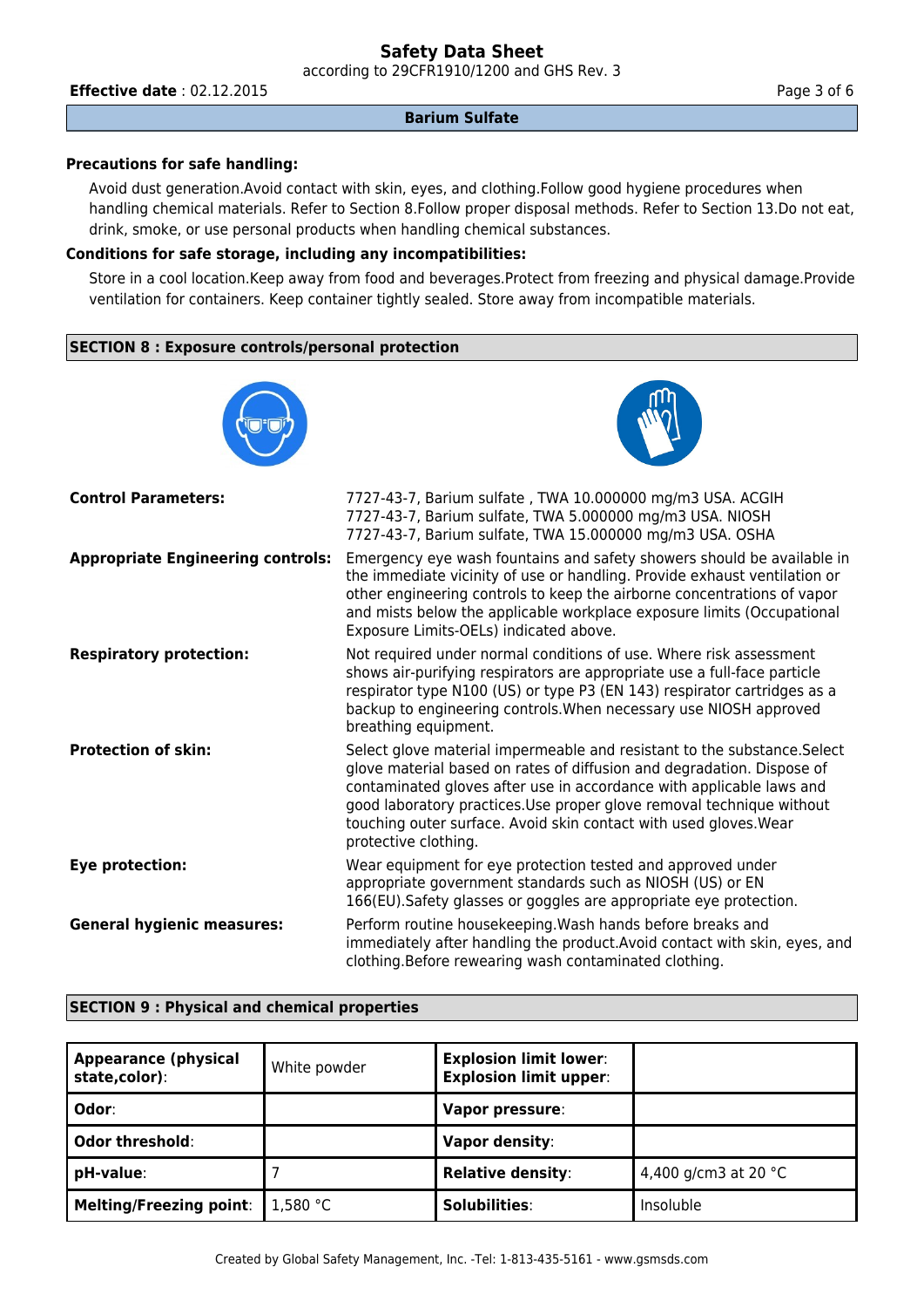**Precautions for safe handling:**

Avoid dust generation.Avoid contact with skin, eyes, and clothing.Follow good hygiene procedures when handling chemical materials. Refer to Section 8.Follow proper disposal methods. Refer to Section 13.Do not eat, drink, smoke, or use personal products when handling chemical substances.

**Conditions for safe storage, including any incompatibilities:**

Store in a cool location.Keep away from food and beverages.Protect from freezing and physical damage.Provide ventilation for containers. Keep container tightly sealed. Store away from incompatible materials.

## SECTION 8 : Exposure controls/personal protection

| | |
|---|---|
| **Control Parameters:** | 7727-43-7, Barium sulfate , TWA 10.000000 mg/m3 USA. ACGIH<br>7727-43-7, Barium sulfate, TWA 5.000000 mg/m3 USA. NIOSH<br>7727-43-7, Barium sulfate, TWA 15.000000 mg/m3 USA. OSHA |
| **Appropriate Engineering controls:** | Emergency eye wash fountains and safety showers should be available in the immediate vicinity of use or handling. Provide exhaust ventilation or other engineering controls to keep the airborne concentrations of vapor and mists below the applicable workplace exposure limits (Occupational Exposure Limits-OELs) indicated above. |
| **Respiratory protection:** | Not required under normal conditions of use. Where risk assessment shows air-purifying respirators are appropriate use a full-face particle respirator type N100 (US) or type P3 (EN 143) respirator cartridges as a backup to engineering controls.When necessary use NIOSH approved breathing equipment. |
| **Protection of skin:** | Select glove material impermeable and resistant to the substance.Select glove material based on rates of diffusion and degradation. Dispose of contaminated gloves after use in accordance with applicable laws and good laboratory practices.Use proper glove removal technique without touching outer surface. Avoid skin contact with used gloves.Wear protective clothing. |
| **Eye protection:** | Wear equipment for eye protection tested and approved under appropriate government standards such as NIOSH (US) or EN 166(EU).Safety glasses or goggles are appropriate eye protection. |
| **General hygienic measures:** | Perform routine housekeeping.Wash hands before breaks and immediately after handling the product.Avoid contact with skin, eyes, and clothing.Before rewearing wash contaminated clothing. |

## SECTION 9 : Physical and chemical properties

| **Appearance (physical state,color):** | White powder | **Explosion limit lower:**<br>**Explosion limit upper:** | |
|---|---|---|---|
| **Odor:** | | **Vapor pressure:** | |
| **Odor threshold:** | | **Vapor density:** | |
| **pH-value:** | 7 | **Relative density:** | 4,400 g/cm3 at 20 °C |
| **Melting/Freezing point:** | 1,580 °C | **Solubilities:** | Insoluble |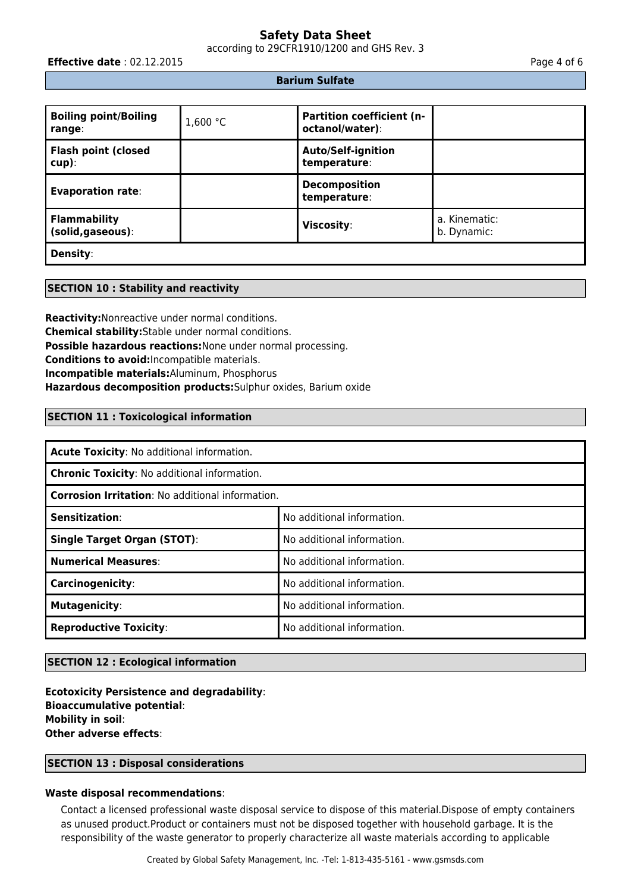**Barium Sulfate**

| **Boiling point/Boiling range**: | 1,600 °C | **Partition coefficient (n-octanol/water)**: | |
|---|---|---|---|
| **Flash point (closed cup)**: | | **Auto/Self-ignition temperature**: | |
| **Evaporation rate**: | | **Decomposition temperature**: | |
| **Flammability (solid,gaseous)**: | | **Viscosity**: | a. Kinematic:<br>b. Dynamic: |
| **Density**: | | | |

## SECTION 10 : Stability and reactivity

**Reactivity:**Nonreactive under normal conditions.
**Chemical stability:**Stable under normal conditions.
**Possible hazardous reactions:**None under normal processing.
**Conditions to avoid:**Incompatible materials.
**Incompatible materials:**Aluminum, Phosphorus
**Hazardous decomposition products:**Sulphur oxides, Barium oxide

## SECTION 11 : Toxicological information

| **Acute Toxicity**: No additional information. | |
|---|---|
| **Chronic Toxicity**: No additional information. | |
| **Corrosion Irritation**: No additional information. | |
| **Sensitization**: | No additional information. |
| **Single Target Organ (STOT)**: | No additional information. |
| **Numerical Measures**: | No additional information. |
| **Carcinogenicity**: | No additional information. |
| **Mutagenicity**: | No additional information. |
| **Reproductive Toxicity**: | No additional information. |

## SECTION 12 : Ecological information

**Ecotoxicity Persistence and degradability**:
**Bioaccumulative potential**:
**Mobility in soil**:
**Other adverse effects**:

## SECTION 13 : Disposal considerations

**Waste disposal recommendations**:

Contact a licensed professional waste disposal service to dispose of this material.Dispose of empty containers as unused product.Product or containers must not be disposed together with household garbage. It is the responsibility of the waste generator to properly characterize all waste materials according to applicable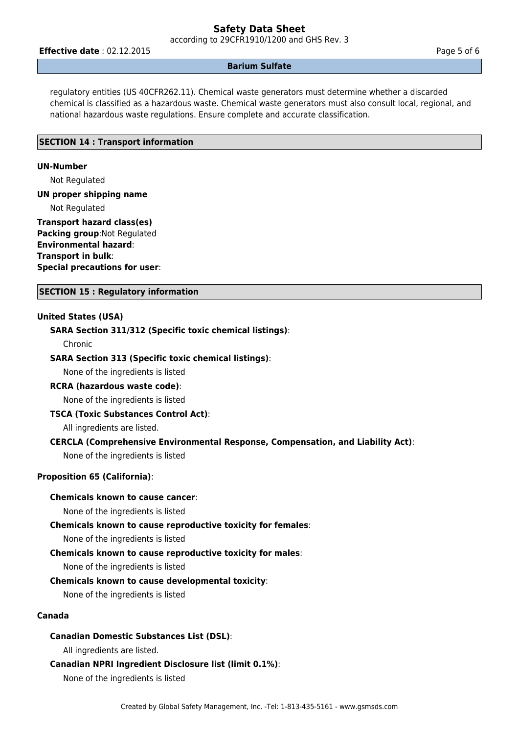regulatory entities (US 40CFR262.11). Chemical waste generators must determine whether a discarded chemical is classified as a hazardous waste. Chemical waste generators must also consult local, regional, and national hazardous waste regulations. Ensure complete and accurate classification.

## SECTION 14 : Transport information

**UN-Number**

Not Regulated

**UN proper shipping name**

Not Regulated

**Transport hazard class(es)**
**Packing group**:Not Regulated
**Environmental hazard**:
**Transport in bulk**:
**Special precautions for user**:

## SECTION 15 : Regulatory information

### United States (USA)

**SARA Section 311/312 (Specific toxic chemical listings)**:

Chronic

**SARA Section 313 (Specific toxic chemical listings)**:

None of the ingredients is listed

**RCRA (hazardous waste code)**:

None of the ingredients is listed

**TSCA (Toxic Substances Control Act)**:

All ingredients are listed.

**CERCLA (Comprehensive Environmental Response, Compensation, and Liability Act)**:

None of the ingredients is listed

### Proposition 65 (California):

**Chemicals known to cause cancer**:

None of the ingredients is listed

**Chemicals known to cause reproductive toxicity for females**:

None of the ingredients is listed

**Chemicals known to cause reproductive toxicity for males**:

None of the ingredients is listed

**Chemicals known to cause developmental toxicity**:

None of the ingredients is listed

### Canada

**Canadian Domestic Substances List (DSL)**:

All ingredients are listed.

**Canadian NPRI Ingredient Disclosure list (limit 0.1%)**:

None of the ingredients is listed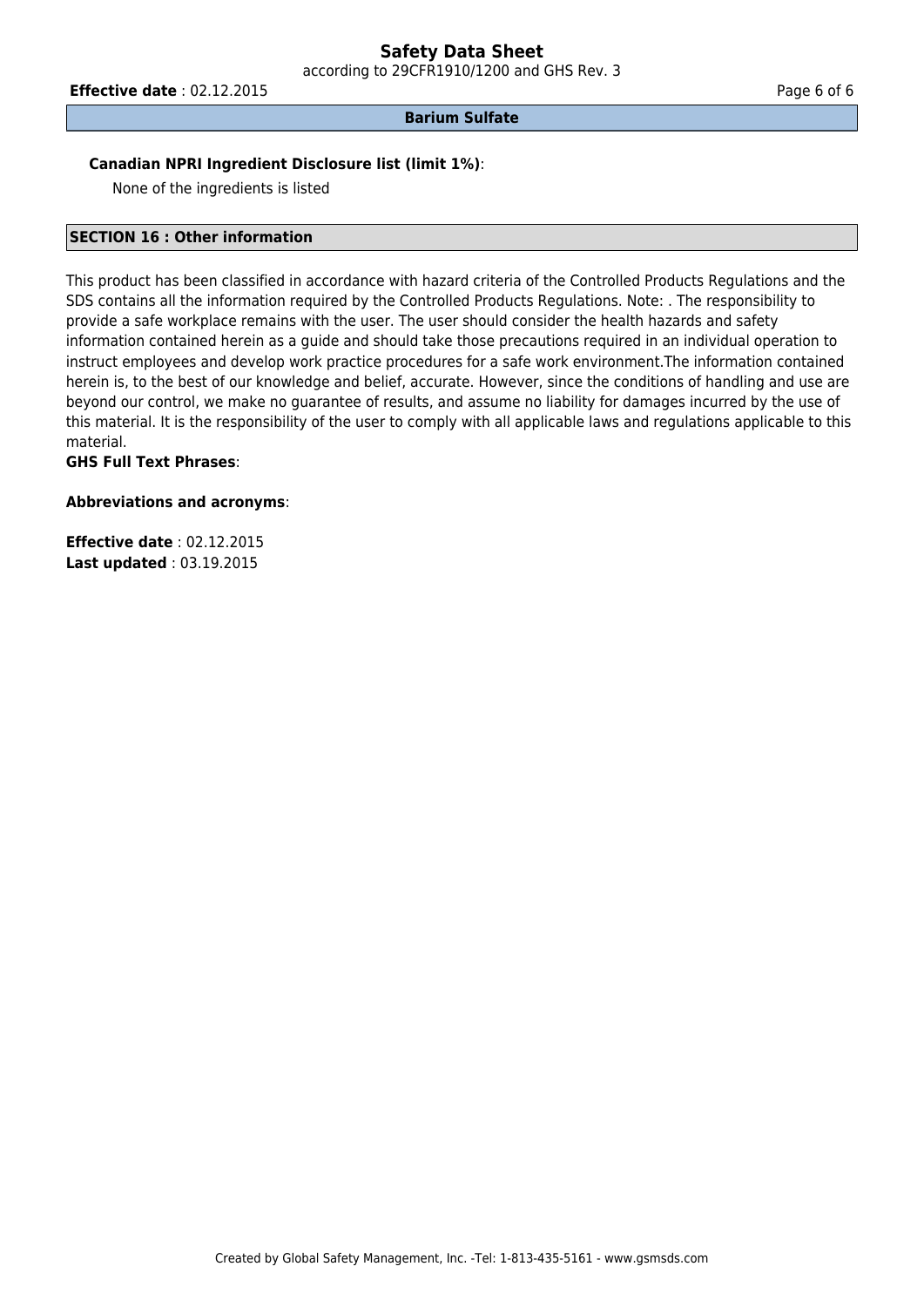**Canadian NPRI Ingredient Disclosure list (limit 1%)**:

None of the ingredients is listed

## SECTION 16 : Other information

This product has been classified in accordance with hazard criteria of the Controlled Products Regulations and the SDS contains all the information required by the Controlled Products Regulations. Note: . The responsibility to provide a safe workplace remains with the user. The user should consider the health hazards and safety information contained herein as a guide and should take those precautions required in an individual operation to instruct employees and develop work practice procedures for a safe work environment.The information contained herein is, to the best of our knowledge and belief, accurate. However, since the conditions of handling and use are beyond our control, we make no guarantee of results, and assume no liability for damages incurred by the use of this material. It is the responsibility of the user to comply with all applicable laws and regulations applicable to this material.

**GHS Full Text Phrases**:

**Abbreviations and acronyms**:

**Effective date** : 02.12.2015
**Last updated** : 03.19.2015